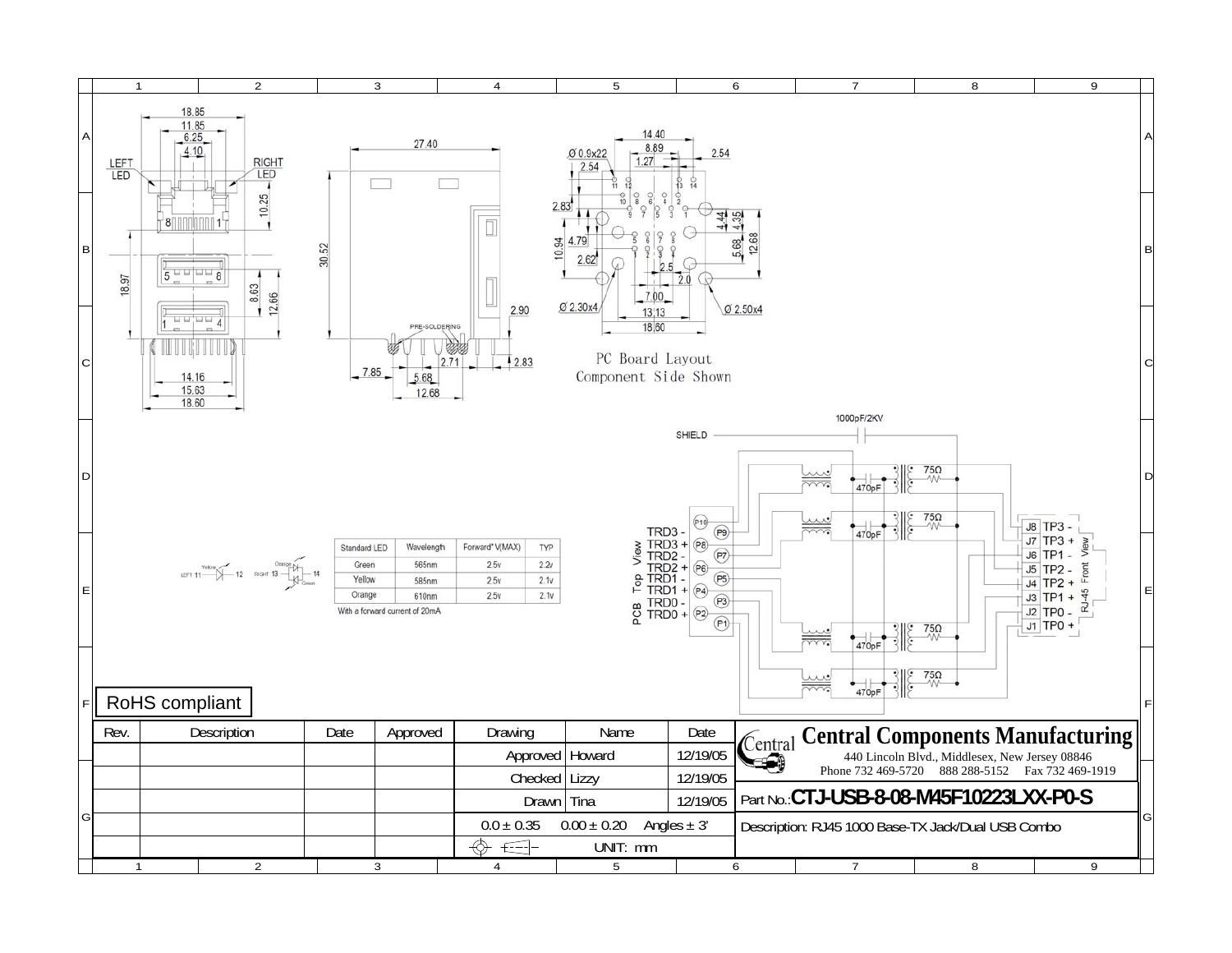# Central Components Manufacturing

440 Lincoln Blvd., Middlesex, New Jersey 08846
Phone 732 469-5720 888 288-5152 Fax 732 469-1919

**Part No.: CTJ-USB-8-08-M45F10223LXX-P0-S**

Description: RJ45 1000 Base-TX Jack/Dual USB Combo

RoHS compliant

PC Board Layout
Component Side Shown

| Standard LED | Wavelength | Forward V(MAX) | TYP |
|---|---|---|---|
| Green | 565nm | 2.5v | 2.2v |
| Yellow | 585nm | 2.5v | 2.1v |
| Orange | 610nm | 2.5v | 2.1v |

With a forward current of 20mA

| Rev. | Description | Date | Approved |
|---|---|---|---|
| | | | |

| Drawing | Name | Date |
|---|---|---|
| Approved | Howard | 12/19/05 |
| Checked | Lizzy | 12/19/05 |
| Drawn | Tina | 12/19/05 |

$0.0 \pm 0.35$ $0.00 \pm 0.20$ Angles $\pm 3'$

UNIT: mm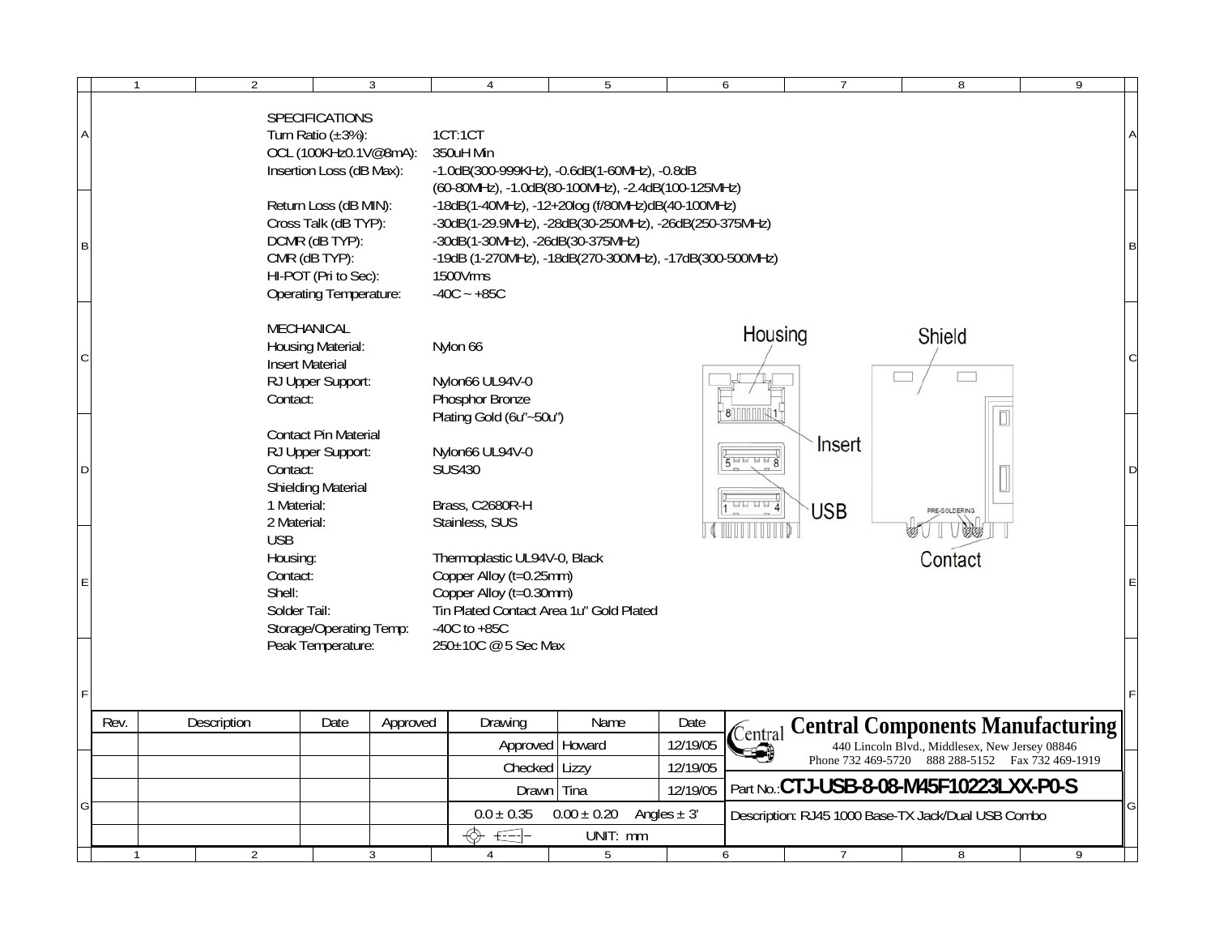## SPECIFICATIONS

| | |
|---|---|
| Turn Ratio (±3%): | 1CT:1CT |
| OCL (100KHz0.1V@8mA): | 350uH Min |
| Insertion Loss (dB Max): | -1.0dB(300-999KHz), -0.6dB(1-60MHz), -0.8dB (60-80MHz), -1.0dB(80-100MHz), -2.4dB(100-125MHz) |
| Return Loss (dB MIN): | -18dB(1-40MHz), -12+20log (f/80MHz)dB(40-100MHz) |
| Cross Talk (dB TYP): | -30dB(1-29.9MHz), -28dB(30-250MHz), -26dB(250-375MHz) |
| DCMR (dB TYP): | -30dB(1-30MHz), -26dB(30-375MHz) |
| CMR (dB TYP): | -19dB (1-270MHz), -18dB(270-300MHz), -17dB(300-500MHz) |
| HI-POT (Pri to Sec): | 1500Vrms |
| Operating Temperature: | -40C ~ +85C |

## MECHANICAL

| | |
|---|---|
| Housing Material: | Nylon 66 |
| **Insert Material** | |
| RJ Upper Support: | Nylon66 UL94V-0 |
| Contact: | Phosphor Bronze Plating Gold (6u"~50u") |
| **Contact Pin Material** | |
| RJ Upper Support: | Nylon66 UL94V-0 |
| Contact: | SUS430 |
| **Shielding Material** | |
| 1 Material: | Brass, C2680R-H |
| 2 Material: | Stainless, SUS |
| **USB** | |
| Housing: | Thermoplastic UL94V-0, Black |
| Contact: | Copper Alloy (t=0.25mm) |
| Shell: | Copper Alloy (t=0.30mm) |
| Solder Tail: | Tin Plated Contact Area 1u" Gold Plated |
| Storage/Operating Temp: | -40C to +85C |
| Peak Temperature: | 250±10C @ 5 Sec Max |

Housing

Shield

8 1

Insert

5 8

1 4

USB

PRE-SOLDERING

Contact

| Rev. | Description | Date | Approved | Drawing | Name | Date |
|---|---|---|---|---|---|---|
| | | | | Approved | Howard | 12/19/05 |
| | | | | Checked | Lizzy | 12/19/05 |
| | | | | Drawn | Tina | 12/19/05 |
| | | | | 0.0 ± 0.35 | 0.00 ± 0.20 | Angles ± 3' |
| | | | | | UNIT: mm | |

**Central Components Manufacturing**

440 Lincoln Blvd., Middlesex, New Jersey 08846

Phone 732 469-5720 888 288-5152 Fax 732 469-1919

Part No.: **CTJ-USB-8-08-M45F10223LXX-P0-S**

Description: RJ45 1000 Base-TX Jack/Dual USB Combo